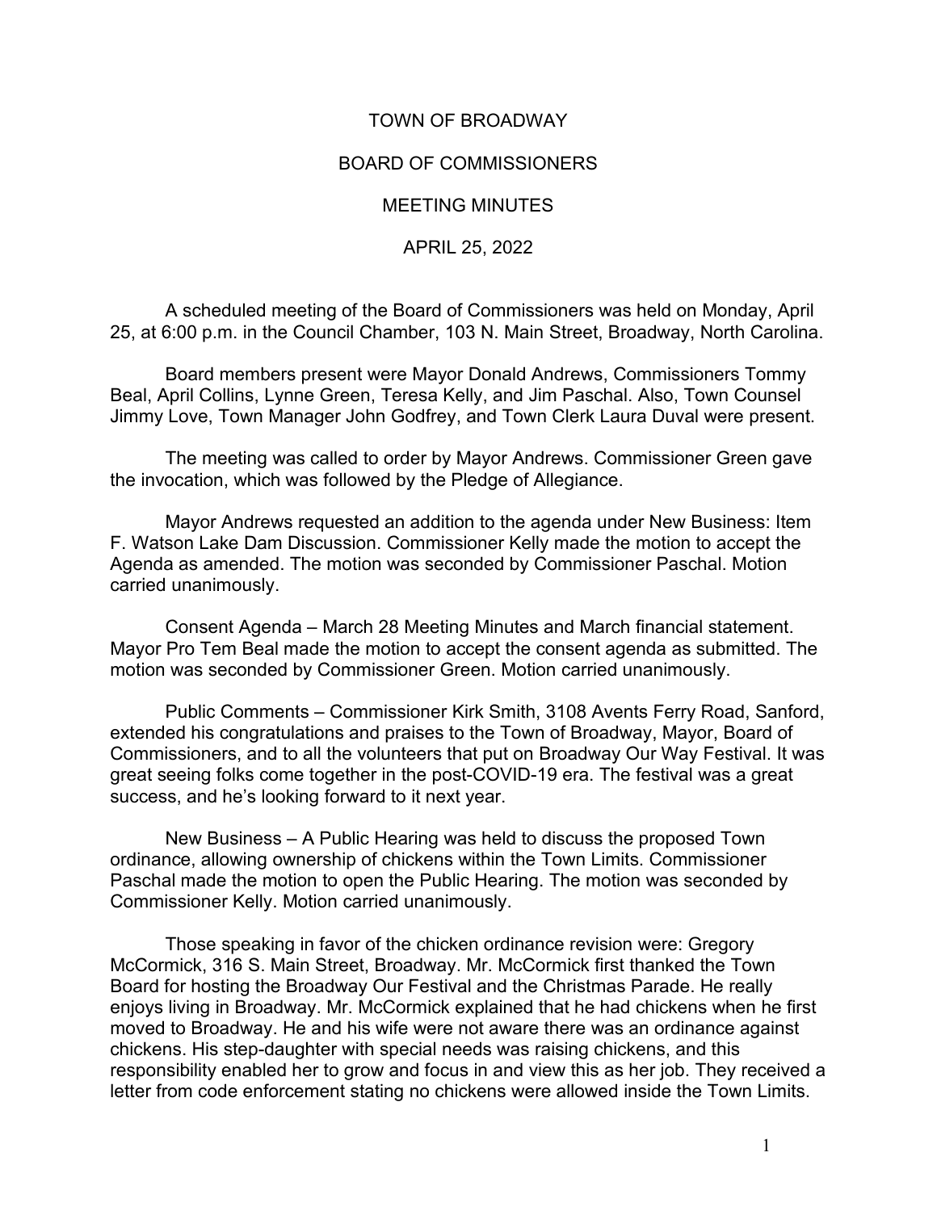# TOWN OF BROADWAY

## BOARD OF COMMISSIONERS

## MEETING MINUTES

## APRIL 25, 2022

A scheduled meeting of the Board of Commissioners was held on Monday, April 25, at 6:00 p.m. in the Council Chamber, 103 N. Main Street, Broadway, North Carolina.

Board members present were Mayor Donald Andrews, Commissioners Tommy Beal, April Collins, Lynne Green, Teresa Kelly, and Jim Paschal. Also, Town Counsel Jimmy Love, Town Manager John Godfrey, and Town Clerk Laura Duval were present.

The meeting was called to order by Mayor Andrews. Commissioner Green gave the invocation, which was followed by the Pledge of Allegiance.

Mayor Andrews requested an addition to the agenda under New Business: Item F. Watson Lake Dam Discussion. Commissioner Kelly made the motion to accept the Agenda as amended. The motion was seconded by Commissioner Paschal. Motion carried unanimously.

Consent Agenda – March 28 Meeting Minutes and March financial statement. Mayor Pro Tem Beal made the motion to accept the consent agenda as submitted. The motion was seconded by Commissioner Green. Motion carried unanimously.

Public Comments – Commissioner Kirk Smith, 3108 Avents Ferry Road, Sanford, extended his congratulations and praises to the Town of Broadway, Mayor, Board of Commissioners, and to all the volunteers that put on Broadway Our Way Festival. It was great seeing folks come together in the post-COVID-19 era. The festival was a great success, and he's looking forward to it next year.

New Business – A Public Hearing was held to discuss the proposed Town ordinance, allowing ownership of chickens within the Town Limits. Commissioner Paschal made the motion to open the Public Hearing. The motion was seconded by Commissioner Kelly. Motion carried unanimously.

Those speaking in favor of the chicken ordinance revision were: Gregory McCormick, 316 S. Main Street, Broadway. Mr. McCormick first thanked the Town Board for hosting the Broadway Our Festival and the Christmas Parade. He really enjoys living in Broadway. Mr. McCormick explained that he had chickens when he first moved to Broadway. He and his wife were not aware there was an ordinance against chickens. His step-daughter with special needs was raising chickens, and this responsibility enabled her to grow and focus in and view this as her job. They received a letter from code enforcement stating no chickens were allowed inside the Town Limits.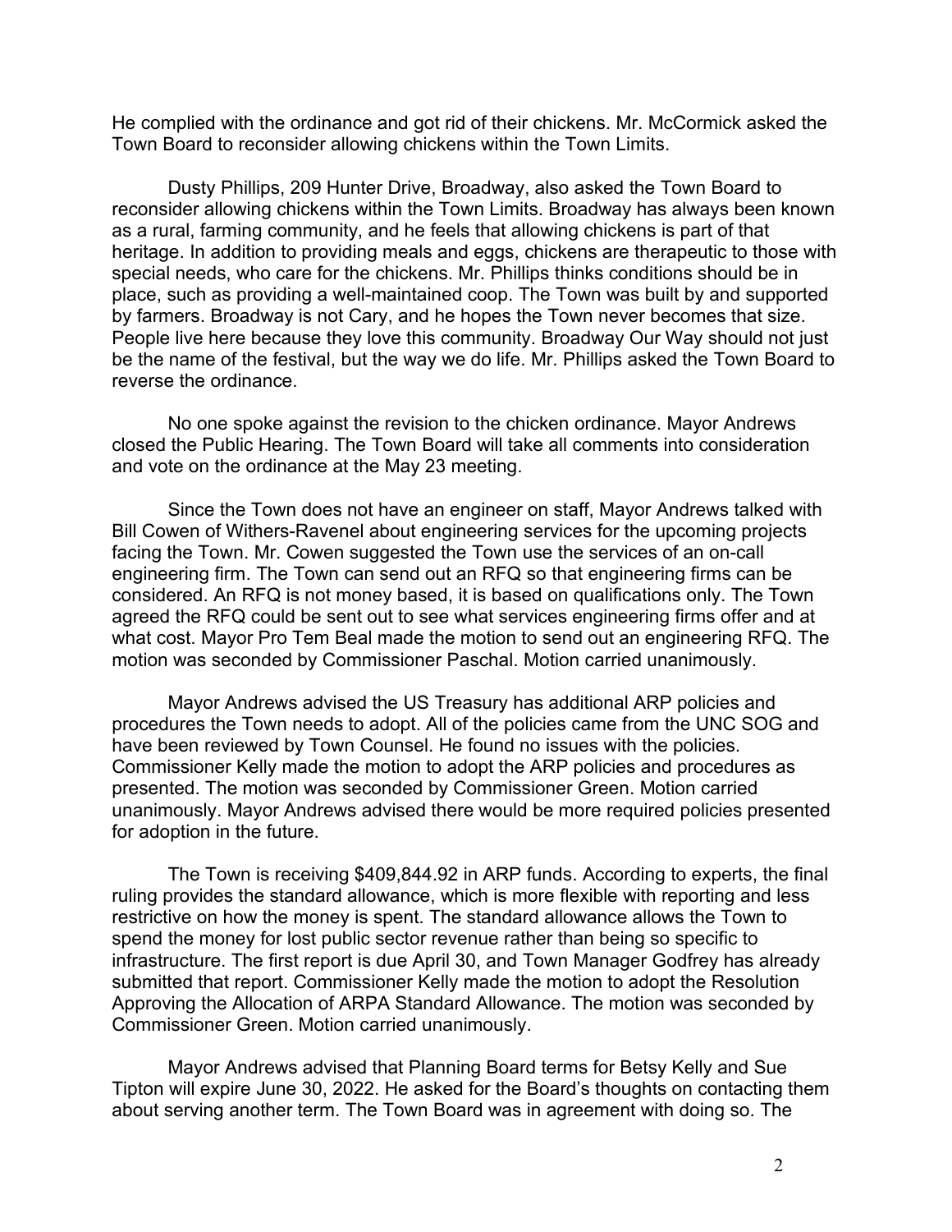He complied with the ordinance and got rid of their chickens. Mr. McCormick asked the Town Board to reconsider allowing chickens within the Town Limits.

Dusty Phillips, 209 Hunter Drive, Broadway, also asked the Town Board to reconsider allowing chickens within the Town Limits. Broadway has always been known as a rural, farming community, and he feels that allowing chickens is part of that heritage. In addition to providing meals and eggs, chickens are therapeutic to those with special needs, who care for the chickens. Mr. Phillips thinks conditions should be in place, such as providing a well-maintained coop. The Town was built by and supported by farmers. Broadway is not Cary, and he hopes the Town never becomes that size. People live here because they love this community. Broadway Our Way should not just be the name of the festival, but the way we do life. Mr. Phillips asked the Town Board to reverse the ordinance.

No one spoke against the revision to the chicken ordinance. Mayor Andrews closed the Public Hearing. The Town Board will take all comments into consideration and vote on the ordinance at the May 23 meeting.

Since the Town does not have an engineer on staff, Mayor Andrews talked with Bill Cowen of Withers-Ravenel about engineering services for the upcoming projects facing the Town. Mr. Cowen suggested the Town use the services of an on-call engineering firm. The Town can send out an RFQ so that engineering firms can be considered. An RFQ is not money based, it is based on qualifications only. The Town agreed the RFQ could be sent out to see what services engineering firms offer and at what cost. Mayor Pro Tem Beal made the motion to send out an engineering RFQ. The motion was seconded by Commissioner Paschal. Motion carried unanimously.

Mayor Andrews advised the US Treasury has additional ARP policies and procedures the Town needs to adopt. All of the policies came from the UNC SOG and have been reviewed by Town Counsel. He found no issues with the policies. Commissioner Kelly made the motion to adopt the ARP policies and procedures as presented. The motion was seconded by Commissioner Green. Motion carried unanimously. Mayor Andrews advised there would be more required policies presented for adoption in the future.

The Town is receiving $409,844.92 in ARP funds. According to experts, the final ruling provides the standard allowance, which is more flexible with reporting and less restrictive on how the money is spent. The standard allowance allows the Town to spend the money for lost public sector revenue rather than being so specific to infrastructure. The first report is due April 30, and Town Manager Godfrey has already submitted that report. Commissioner Kelly made the motion to adopt the Resolution Approving the Allocation of ARPA Standard Allowance. The motion was seconded by Commissioner Green. Motion carried unanimously.

Mayor Andrews advised that Planning Board terms for Betsy Kelly and Sue Tipton will expire June 30, 2022. He asked for the Board's thoughts on contacting them about serving another term. The Town Board was in agreement with doing so. The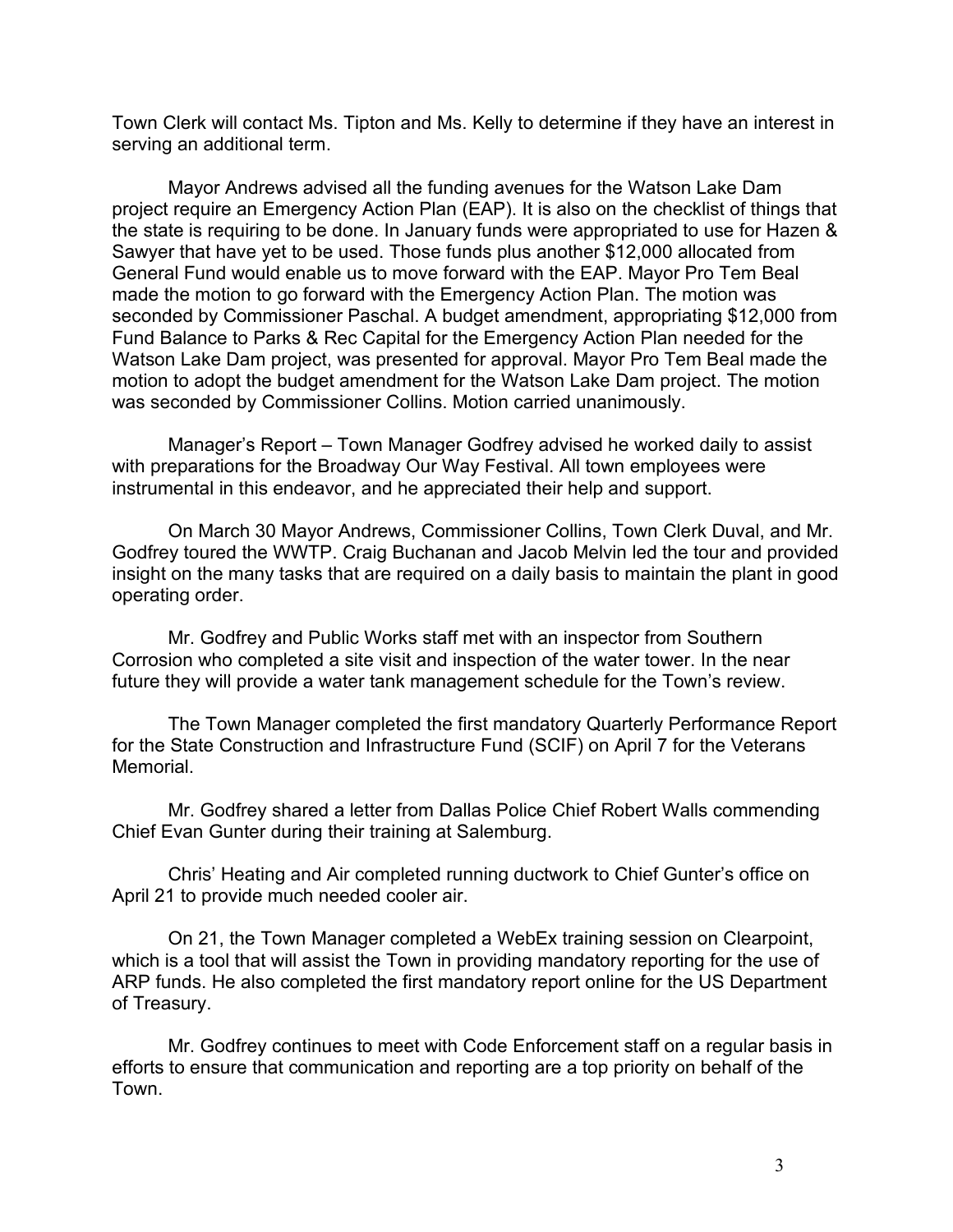Town Clerk will contact Ms. Tipton and Ms. Kelly to determine if they have an interest in serving an additional term.

Mayor Andrews advised all the funding avenues for the Watson Lake Dam project require an Emergency Action Plan (EAP). It is also on the checklist of things that the state is requiring to be done. In January funds were appropriated to use for Hazen & Sawyer that have yet to be used. Those funds plus another $12,000 allocated from General Fund would enable us to move forward with the EAP. Mayor Pro Tem Beal made the motion to go forward with the Emergency Action Plan. The motion was seconded by Commissioner Paschal. A budget amendment, appropriating $12,000 from Fund Balance to Parks & Rec Capital for the Emergency Action Plan needed for the Watson Lake Dam project, was presented for approval. Mayor Pro Tem Beal made the motion to adopt the budget amendment for the Watson Lake Dam project. The motion was seconded by Commissioner Collins. Motion carried unanimously.

Manager's Report – Town Manager Godfrey advised he worked daily to assist with preparations for the Broadway Our Way Festival. All town employees were instrumental in this endeavor, and he appreciated their help and support.

On March 30 Mayor Andrews, Commissioner Collins, Town Clerk Duval, and Mr. Godfrey toured the WWTP. Craig Buchanan and Jacob Melvin led the tour and provided insight on the many tasks that are required on a daily basis to maintain the plant in good operating order.

Mr. Godfrey and Public Works staff met with an inspector from Southern Corrosion who completed a site visit and inspection of the water tower. In the near future they will provide a water tank management schedule for the Town's review.

The Town Manager completed the first mandatory Quarterly Performance Report for the State Construction and Infrastructure Fund (SCIF) on April 7 for the Veterans Memorial.

Mr. Godfrey shared a letter from Dallas Police Chief Robert Walls commending Chief Evan Gunter during their training at Salemburg.

Chris' Heating and Air completed running ductwork to Chief Gunter's office on April 21 to provide much needed cooler air.

On 21, the Town Manager completed a WebEx training session on Clearpoint, which is a tool that will assist the Town in providing mandatory reporting for the use of ARP funds. He also completed the first mandatory report online for the US Department of Treasury.

Mr. Godfrey continues to meet with Code Enforcement staff on a regular basis in efforts to ensure that communication and reporting are a top priority on behalf of the Town.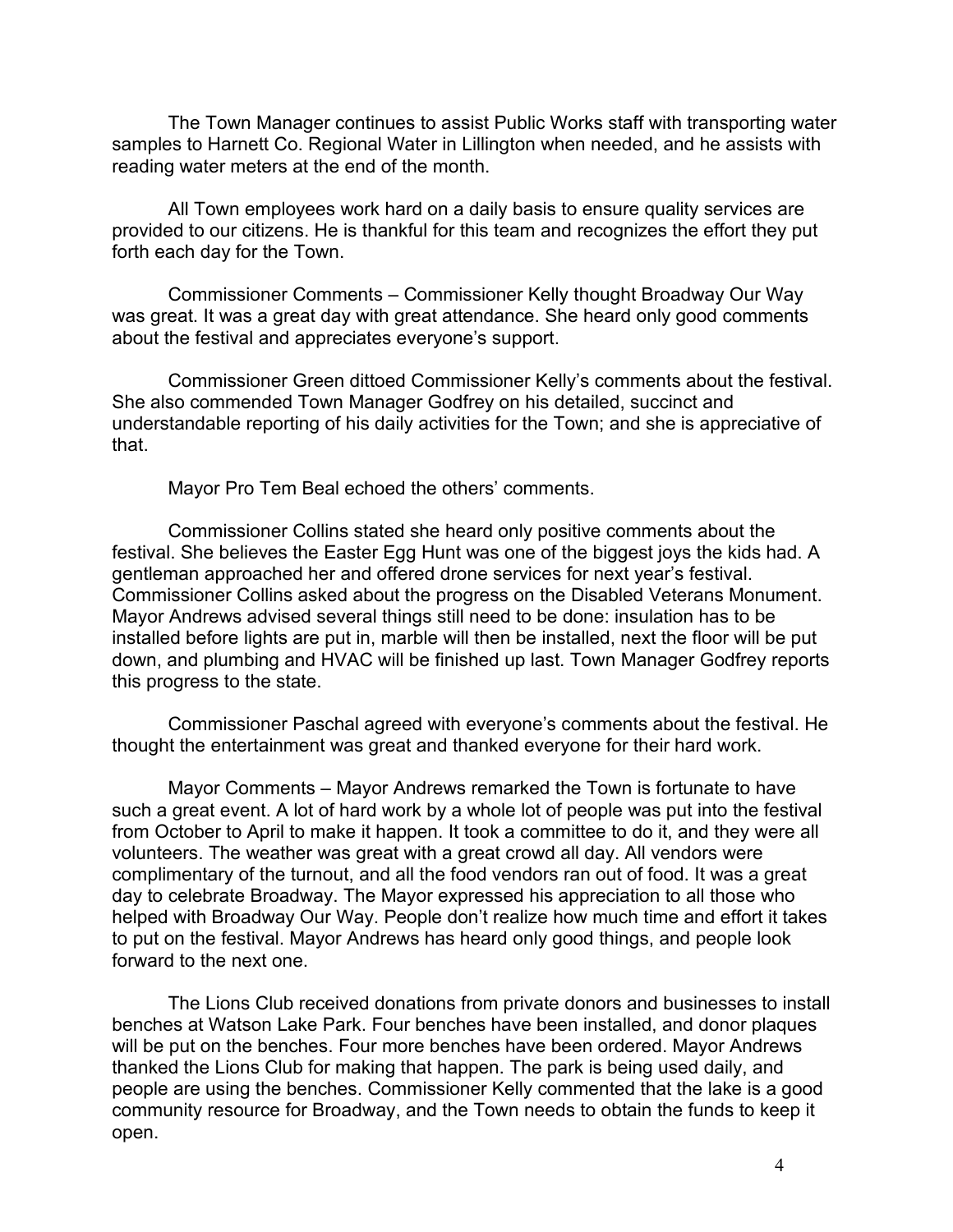The Town Manager continues to assist Public Works staff with transporting water samples to Harnett Co. Regional Water in Lillington when needed, and he assists with reading water meters at the end of the month.

All Town employees work hard on a daily basis to ensure quality services are provided to our citizens. He is thankful for this team and recognizes the effort they put forth each day for the Town.

Commissioner Comments – Commissioner Kelly thought Broadway Our Way was great. It was a great day with great attendance. She heard only good comments about the festival and appreciates everyone's support.

Commissioner Green dittoed Commissioner Kelly's comments about the festival. She also commended Town Manager Godfrey on his detailed, succinct and understandable reporting of his daily activities for the Town; and she is appreciative of that.

Mayor Pro Tem Beal echoed the others' comments.

Commissioner Collins stated she heard only positive comments about the festival. She believes the Easter Egg Hunt was one of the biggest joys the kids had. A gentleman approached her and offered drone services for next year's festival. Commissioner Collins asked about the progress on the Disabled Veterans Monument. Mayor Andrews advised several things still need to be done: insulation has to be installed before lights are put in, marble will then be installed, next the floor will be put down, and plumbing and HVAC will be finished up last. Town Manager Godfrey reports this progress to the state.

Commissioner Paschal agreed with everyone's comments about the festival. He thought the entertainment was great and thanked everyone for their hard work.

Mayor Comments – Mayor Andrews remarked the Town is fortunate to have such a great event. A lot of hard work by a whole lot of people was put into the festival from October to April to make it happen. It took a committee to do it, and they were all volunteers. The weather was great with a great crowd all day. All vendors were complimentary of the turnout, and all the food vendors ran out of food. It was a great day to celebrate Broadway. The Mayor expressed his appreciation to all those who helped with Broadway Our Way. People don't realize how much time and effort it takes to put on the festival. Mayor Andrews has heard only good things, and people look forward to the next one.

The Lions Club received donations from private donors and businesses to install benches at Watson Lake Park. Four benches have been installed, and donor plaques will be put on the benches. Four more benches have been ordered. Mayor Andrews thanked the Lions Club for making that happen. The park is being used daily, and people are using the benches. Commissioner Kelly commented that the lake is a good community resource for Broadway, and the Town needs to obtain the funds to keep it open.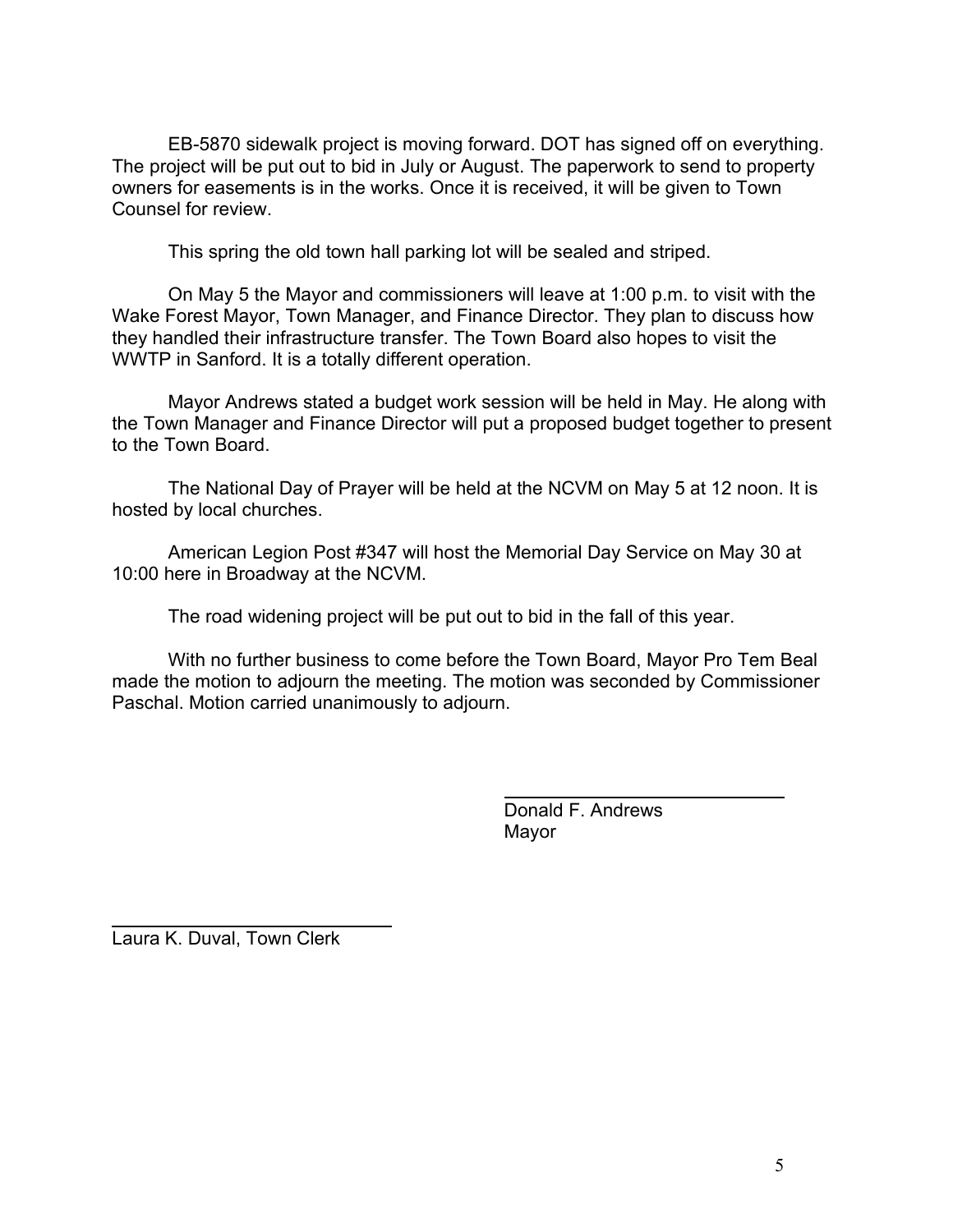EB-5870 sidewalk project is moving forward. DOT has signed off on everything. The project will be put out to bid in July or August. The paperwork to send to property owners for easements is in the works. Once it is received, it will be given to Town Counsel for review.

This spring the old town hall parking lot will be sealed and striped.

On May 5 the Mayor and commissioners will leave at 1:00 p.m. to visit with the Wake Forest Mayor, Town Manager, and Finance Director. They plan to discuss how they handled their infrastructure transfer. The Town Board also hopes to visit the WWTP in Sanford. It is a totally different operation.

Mayor Andrews stated a budget work session will be held in May. He along with the Town Manager and Finance Director will put a proposed budget together to present to the Town Board.

The National Day of Prayer will be held at the NCVM on May 5 at 12 noon. It is hosted by local churches.

American Legion Post #347 will host the Memorial Day Service on May 30 at 10:00 here in Broadway at the NCVM.

The road widening project will be put out to bid in the fall of this year.

With no further business to come before the Town Board, Mayor Pro Tem Beal made the motion to adjourn the meeting. The motion was seconded by Commissioner Paschal. Motion carried unanimously to adjourn.

Donald F. Andrews
Mayor

Laura K. Duval, Town Clerk